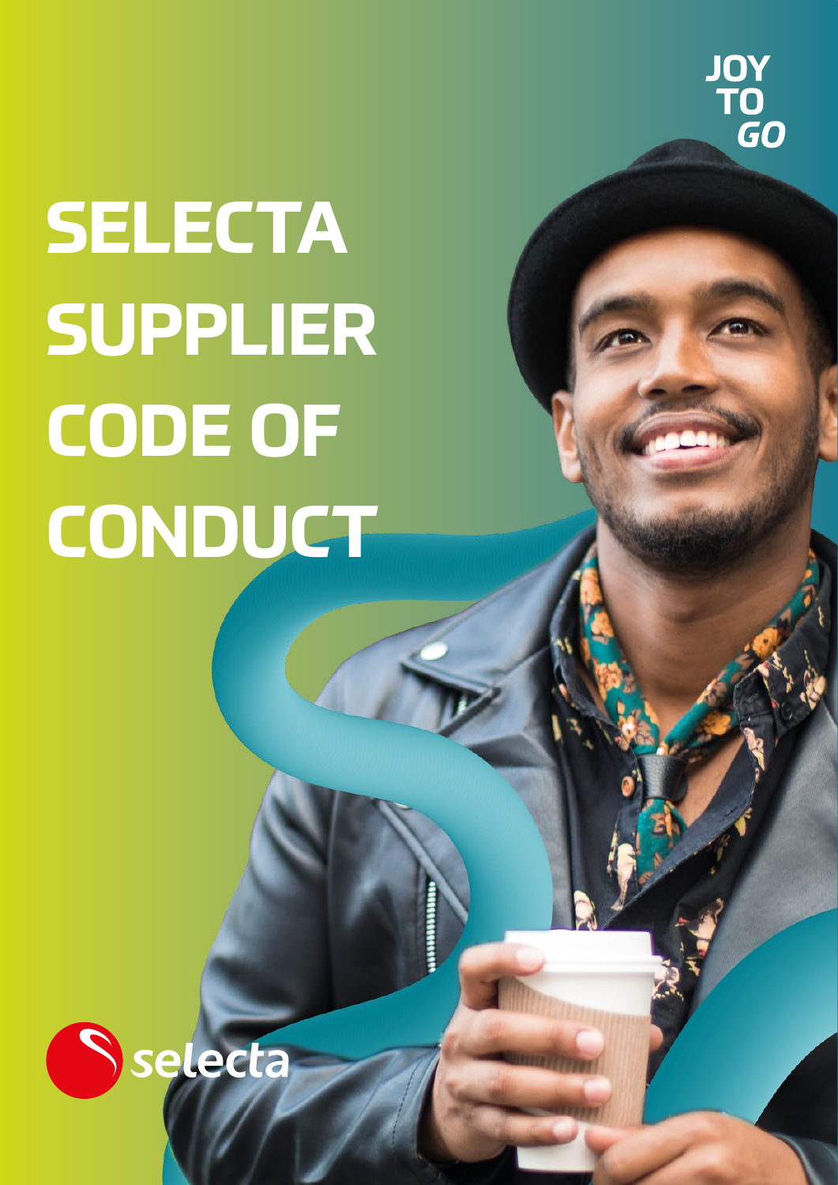JOY TO *GO*

# SELECTA SUPPLIER CODE OF CONDUCT

selecta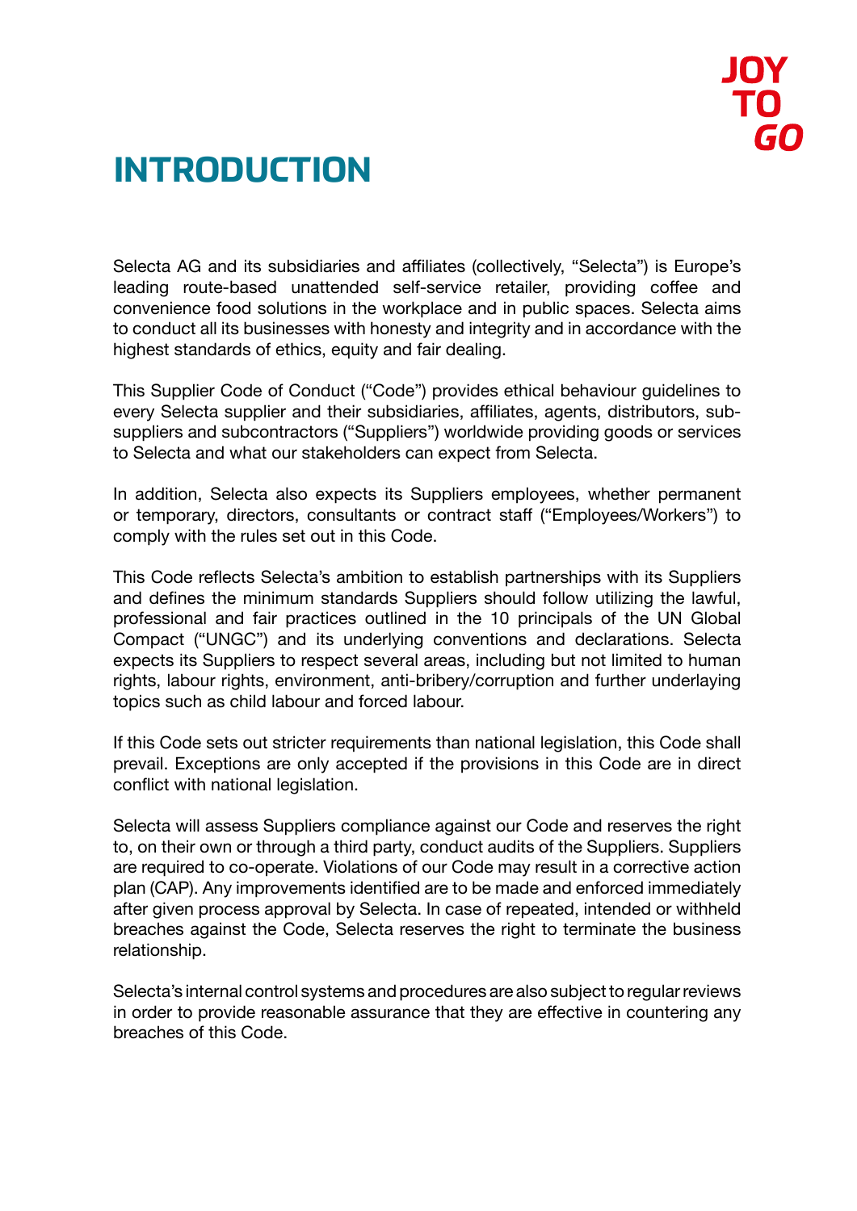# INTRODUCTION

Selecta AG and its subsidiaries and affiliates (collectively, "Selecta") is Europe's leading route-based unattended self-service retailer, providing coffee and convenience food solutions in the workplace and in public spaces. Selecta aims to conduct all its businesses with honesty and integrity and in accordance with the highest standards of ethics, equity and fair dealing.

This Supplier Code of Conduct ("Code") provides ethical behaviour guidelines to every Selecta supplier and their subsidiaries, affiliates, agents, distributors, sub-suppliers and subcontractors ("Suppliers") worldwide providing goods or services to Selecta and what our stakeholders can expect from Selecta.

In addition, Selecta also expects its Suppliers employees, whether permanent or temporary, directors, consultants or contract staff ("Employees/Workers") to comply with the rules set out in this Code.

This Code reflects Selecta's ambition to establish partnerships with its Suppliers and defines the minimum standards Suppliers should follow utilizing the lawful, professional and fair practices outlined in the 10 principals of the UN Global Compact ("UNGC") and its underlying conventions and declarations. Selecta expects its Suppliers to respect several areas, including but not limited to human rights, labour rights, environment, anti-bribery/corruption and further underlaying topics such as child labour and forced labour.

If this Code sets out stricter requirements than national legislation, this Code shall prevail. Exceptions are only accepted if the provisions in this Code are in direct conflict with national legislation.

Selecta will assess Suppliers compliance against our Code and reserves the right to, on their own or through a third party, conduct audits of the Suppliers. Suppliers are required to co-operate. Violations of our Code may result in a corrective action plan (CAP). Any improvements identified are to be made and enforced immediately after given process approval by Selecta. In case of repeated, intended or withheld breaches against the Code, Selecta reserves the right to terminate the business relationship.

Selecta's internal control systems and procedures are also subject to regular reviews in order to provide reasonable assurance that they are effective in countering any breaches of this Code.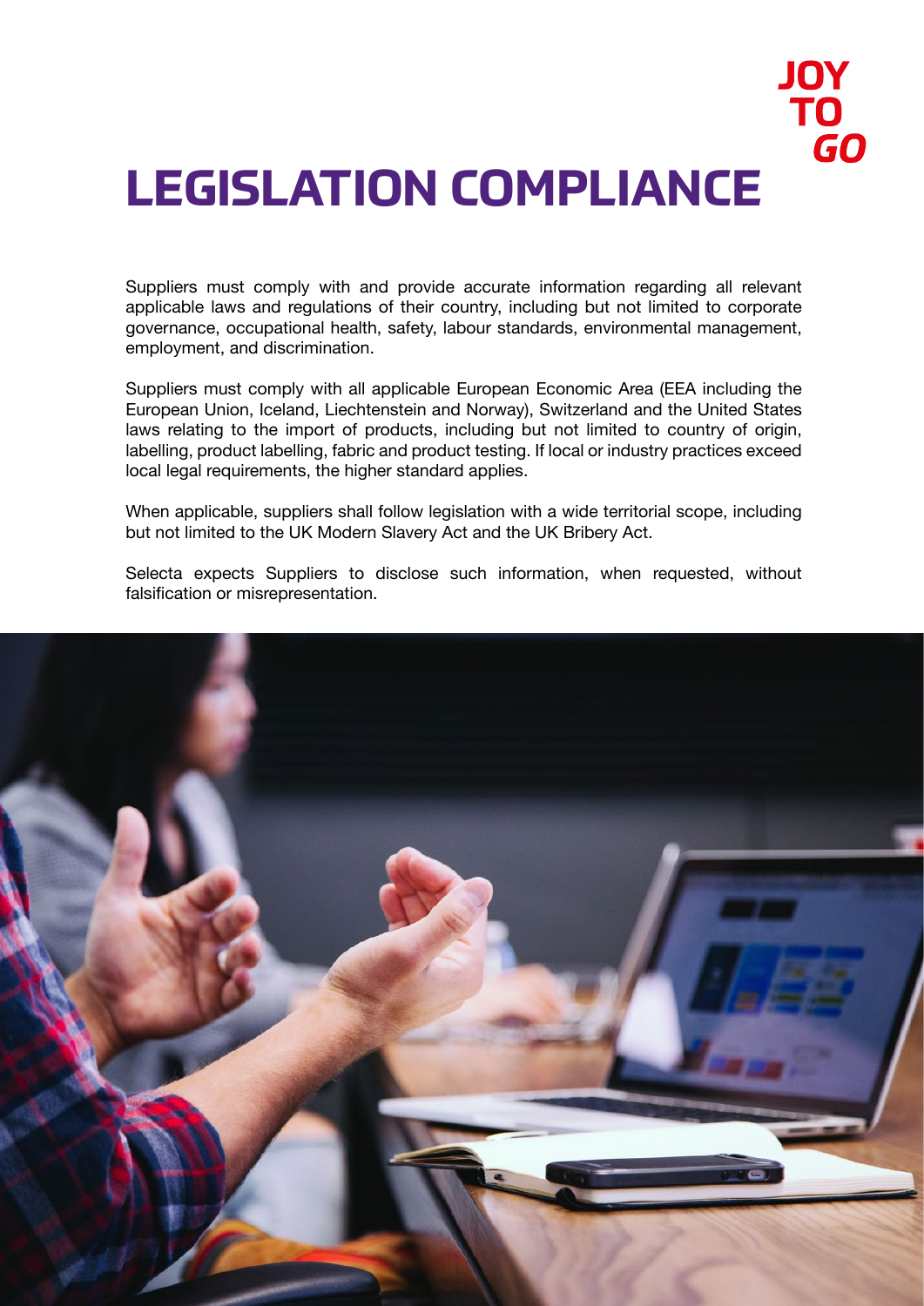# LEGISLATION COMPLIANCE

Suppliers must comply with and provide accurate information regarding all relevant applicable laws and regulations of their country, including but not limited to corporate governance, occupational health, safety, labour standards, environmental management, employment, and discrimination.

Suppliers must comply with all applicable European Economic Area (EEA including the European Union, Iceland, Liechtenstein and Norway), Switzerland and the United States laws relating to the import of products, including but not limited to country of origin, labelling, product labelling, fabric and product testing. If local or industry practices exceed local legal requirements, the higher standard applies.

When applicable, suppliers shall follow legislation with a wide territorial scope, including but not limited to the UK Modern Slavery Act and the UK Bribery Act.

Selecta expects Suppliers to disclose such information, when requested, without falsification or misrepresentation.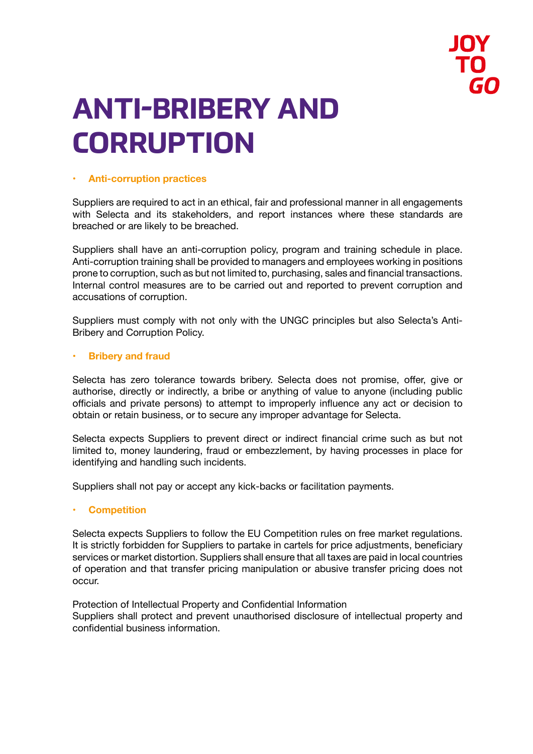# ANTI-BRIBERY AND CORRUPTION

- **Anti-corruption practices**

Suppliers are required to act in an ethical, fair and professional manner in all engagements with Selecta and its stakeholders, and report instances where these standards are breached or are likely to be breached.

Suppliers shall have an anti-corruption policy, program and training schedule in place. Anti-corruption training shall be provided to managers and employees working in positions prone to corruption, such as but not limited to, purchasing, sales and financial transactions. Internal control measures are to be carried out and reported to prevent corruption and accusations of corruption.

Suppliers must comply with not only with the UNGC principles but also Selecta's Anti-Bribery and Corruption Policy.

- **Bribery and fraud**

Selecta has zero tolerance towards bribery. Selecta does not promise, offer, give or authorise, directly or indirectly, a bribe or anything of value to anyone (including public officials and private persons) to attempt to improperly influence any act or decision to obtain or retain business, or to secure any improper advantage for Selecta.

Selecta expects Suppliers to prevent direct or indirect financial crime such as but not limited to, money laundering, fraud or embezzlement, by having processes in place for identifying and handling such incidents.

Suppliers shall not pay or accept any kick-backs or facilitation payments.

- **Competition**

Selecta expects Suppliers to follow the EU Competition rules on free market regulations. It is strictly forbidden for Suppliers to partake in cartels for price adjustments, beneficiary services or market distortion. Suppliers shall ensure that all taxes are paid in local countries of operation and that transfer pricing manipulation or abusive transfer pricing does not occur.

Protection of Intellectual Property and Confidential Information
Suppliers shall protect and prevent unauthorised disclosure of intellectual property and confidential business information.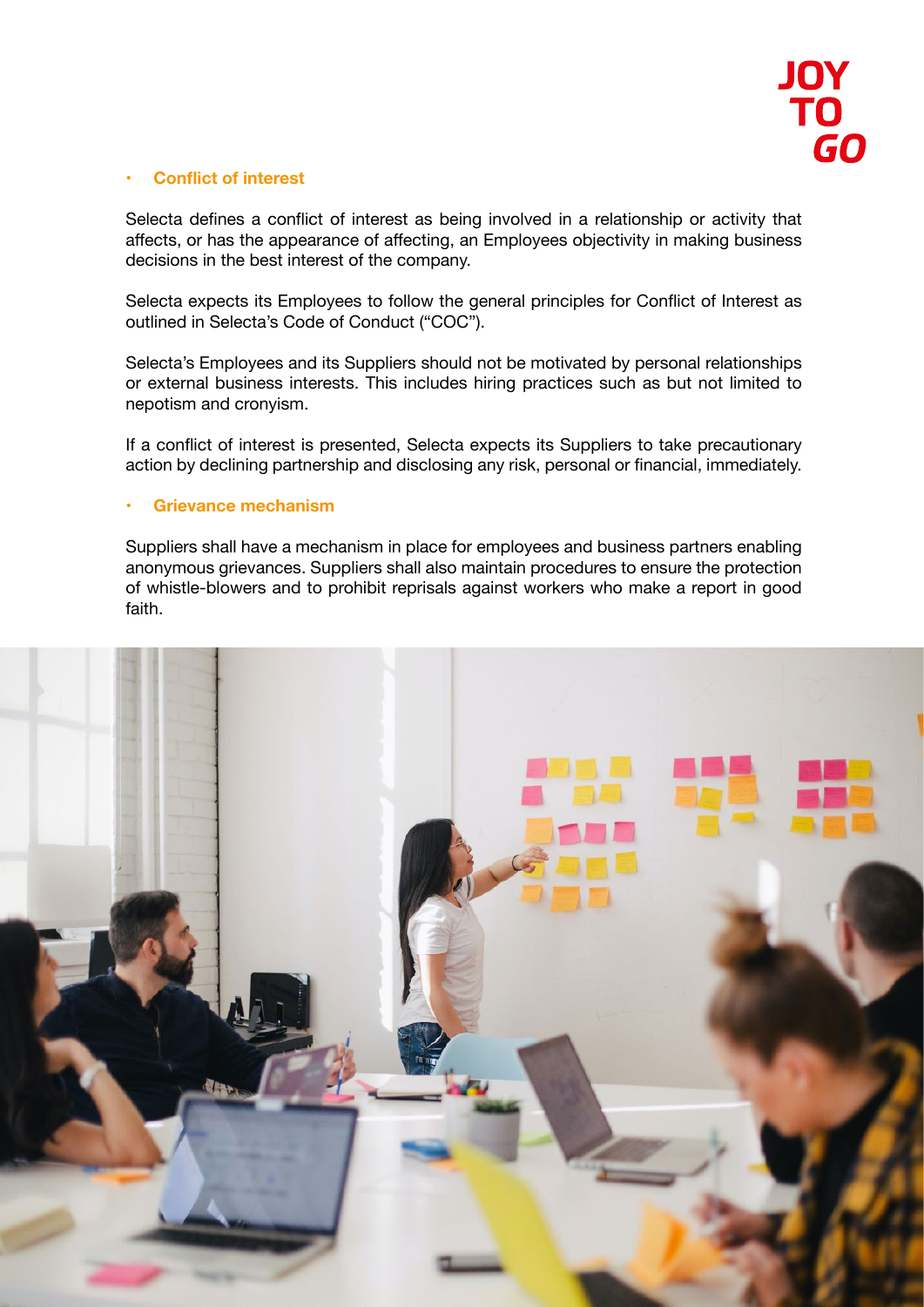- **Conflict of interest**

Selecta defines a conflict of interest as being involved in a relationship or activity that affects, or has the appearance of affecting, an Employees objectivity in making business decisions in the best interest of the company.

Selecta expects its Employees to follow the general principles for Conflict of Interest as outlined in Selecta's Code of Conduct ("COC").

Selecta's Employees and its Suppliers should not be motivated by personal relationships or external business interests. This includes hiring practices such as but not limited to nepotism and cronyism.

If a conflict of interest is presented, Selecta expects its Suppliers to take precautionary action by declining partnership and disclosing any risk, personal or financial, immediately.

- **Grievance mechanism**

Suppliers shall have a mechanism in place for employees and business partners enabling anonymous grievances. Suppliers shall also maintain procedures to ensure the protection of whistle-blowers and to prohibit reprisals against workers who make a report in good faith.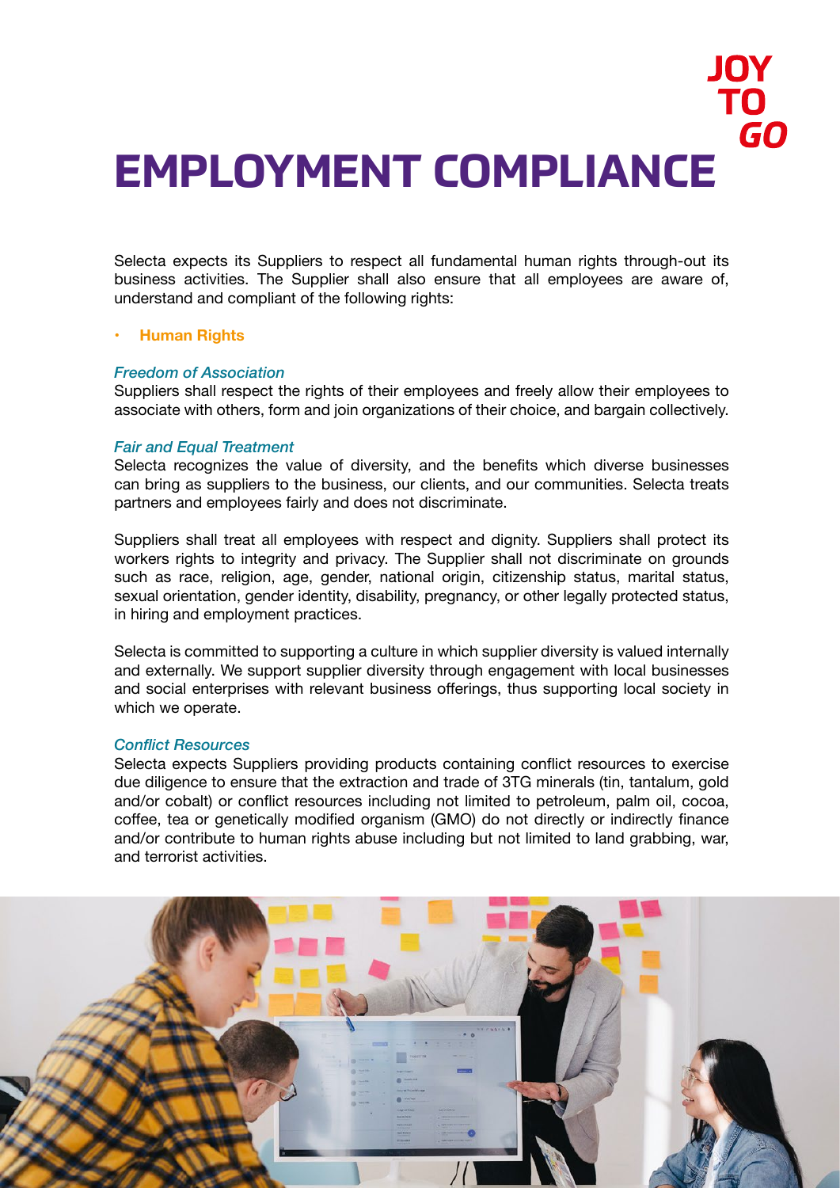# EMPLOYMENT COMPLIANCE

Selecta expects its Suppliers to respect all fundamental human rights through-out its business activities. The Supplier shall also ensure that all employees are aware of, understand and compliant of the following rights:

- **Human Rights**

### *Freedom of Association*

Suppliers shall respect the rights of their employees and freely allow their employees to associate with others, form and join organizations of their choice, and bargain collectively.

### *Fair and Equal Treatment*

Selecta recognizes the value of diversity, and the benefits which diverse businesses can bring as suppliers to the business, our clients, and our communities. Selecta treats partners and employees fairly and does not discriminate.

Suppliers shall treat all employees with respect and dignity. Suppliers shall protect its workers rights to integrity and privacy. The Supplier shall not discriminate on grounds such as race, religion, age, gender, national origin, citizenship status, marital status, sexual orientation, gender identity, disability, pregnancy, or other legally protected status, in hiring and employment practices.

Selecta is committed to supporting a culture in which supplier diversity is valued internally and externally. We support supplier diversity through engagement with local businesses and social enterprises with relevant business offerings, thus supporting local society in which we operate.

### *Conflict Resources*

Selecta expects Suppliers providing products containing conflict resources to exercise due diligence to ensure that the extraction and trade of 3TG minerals (tin, tantalum, gold and/or cobalt) or conflict resources including not limited to petroleum, palm oil, cocoa, coffee, tea or genetically modified organism (GMO) do not directly or indirectly finance and/or contribute to human rights abuse including but not limited to land grabbing, war, and terrorist activities.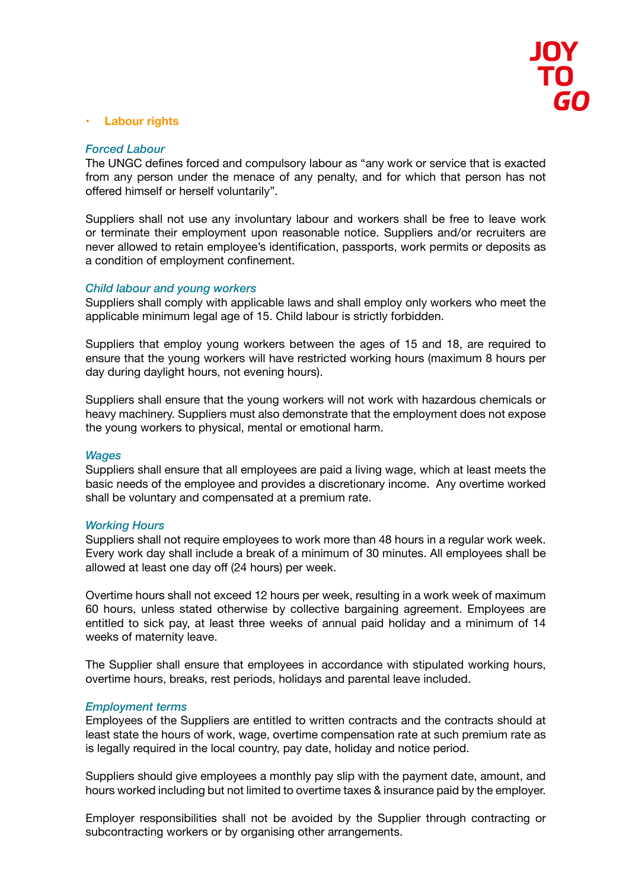- **Labour rights**

*Forced Labour*

The UNGC defines forced and compulsory labour as "any work or service that is exacted from any person under the menace of any penalty, and for which that person has not offered himself or herself voluntarily".

Suppliers shall not use any involuntary labour and workers shall be free to leave work or terminate their employment upon reasonable notice. Suppliers and/or recruiters are never allowed to retain employee's identification, passports, work permits or deposits as a condition of employment confinement.

*Child labour and young workers*

Suppliers shall comply with applicable laws and shall employ only workers who meet the applicable minimum legal age of 15. Child labour is strictly forbidden.

Suppliers that employ young workers between the ages of 15 and 18, are required to ensure that the young workers will have restricted working hours (maximum 8 hours per day during daylight hours, not evening hours).

Suppliers shall ensure that the young workers will not work with hazardous chemicals or heavy machinery. Suppliers must also demonstrate that the employment does not expose the young workers to physical, mental or emotional harm.

*Wages*

Suppliers shall ensure that all employees are paid a living wage, which at least meets the basic needs of the employee and provides a discretionary income. Any overtime worked shall be voluntary and compensated at a premium rate.

*Working Hours*

Suppliers shall not require employees to work more than 48 hours in a regular work week. Every work day shall include a break of a minimum of 30 minutes. All employees shall be allowed at least one day off (24 hours) per week.

Overtime hours shall not exceed 12 hours per week, resulting in a work week of maximum 60 hours, unless stated otherwise by collective bargaining agreement. Employees are entitled to sick pay, at least three weeks of annual paid holiday and a minimum of 14 weeks of maternity leave.

The Supplier shall ensure that employees in accordance with stipulated working hours, overtime hours, breaks, rest periods, holidays and parental leave included.

*Employment terms*

Employees of the Suppliers are entitled to written contracts and the contracts should at least state the hours of work, wage, overtime compensation rate at such premium rate as is legally required in the local country, pay date, holiday and notice period.

Suppliers should give employees a monthly pay slip with the payment date, amount, and hours worked including but not limited to overtime taxes & insurance paid by the employer.

Employer responsibilities shall not be avoided by the Supplier through contracting or subcontracting workers or by organising other arrangements.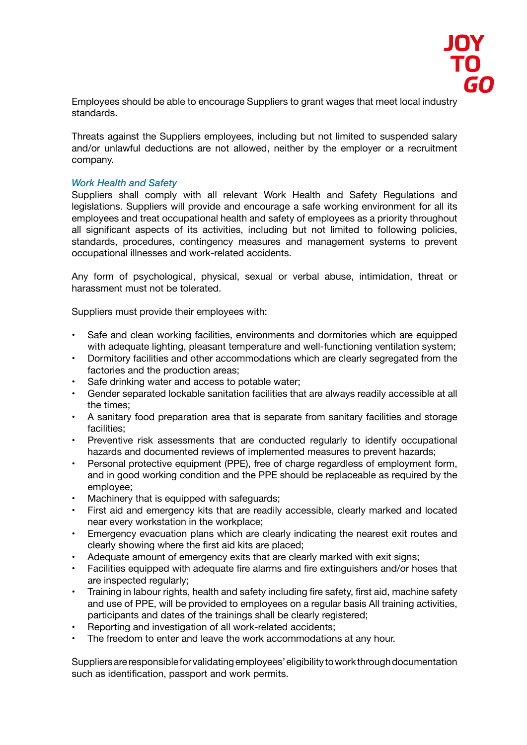Employees should be able to encourage Suppliers to grant wages that meet local industry standards.

Threats against the Suppliers employees, including but not limited to suspended salary and/or unlawful deductions are not allowed, neither by the employer or a recruitment company.

### *Work Health and Safety*

Suppliers shall comply with all relevant Work Health and Safety Regulations and legislations. Suppliers will provide and encourage a safe working environment for all its employees and treat occupational health and safety of employees as a priority throughout all significant aspects of its activities, including but not limited to following policies, standards, procedures, contingency measures and management systems to prevent occupational illnesses and work-related accidents.

Any form of psychological, physical, sexual or verbal abuse, intimidation, threat or harassment must not be tolerated.

Suppliers must provide their employees with:

- Safe and clean working facilities, environments and dormitories which are equipped with adequate lighting, pleasant temperature and well-functioning ventilation system;
- Dormitory facilities and other accommodations which are clearly segregated from the factories and the production areas;
- Safe drinking water and access to potable water;
- Gender separated lockable sanitation facilities that are always readily accessible at all the times;
- A sanitary food preparation area that is separate from sanitary facilities and storage facilities;
- Preventive risk assessments that are conducted regularly to identify occupational hazards and documented reviews of implemented measures to prevent hazards;
- Personal protective equipment (PPE), free of charge regardless of employment form, and in good working condition and the PPE should be replaceable as required by the employee;
- Machinery that is equipped with safeguards;
- First aid and emergency kits that are readily accessible, clearly marked and located near every workstation in the workplace;
- Emergency evacuation plans which are clearly indicating the nearest exit routes and clearly showing where the first aid kits are placed;
- Adequate amount of emergency exits that are clearly marked with exit signs;
- Facilities equipped with adequate fire alarms and fire extinguishers and/or hoses that are inspected regularly;
- Training in labour rights, health and safety including fire safety, first aid, machine safety and use of PPE, will be provided to employees on a regular basis All training activities, participants and dates of the trainings shall be clearly registered;
- Reporting and investigation of all work-related accidents;
- The freedom to enter and leave the work accommodations at any hour.

Suppliers are responsible for validating employees' eligibility to work through documentation such as identification, passport and work permits.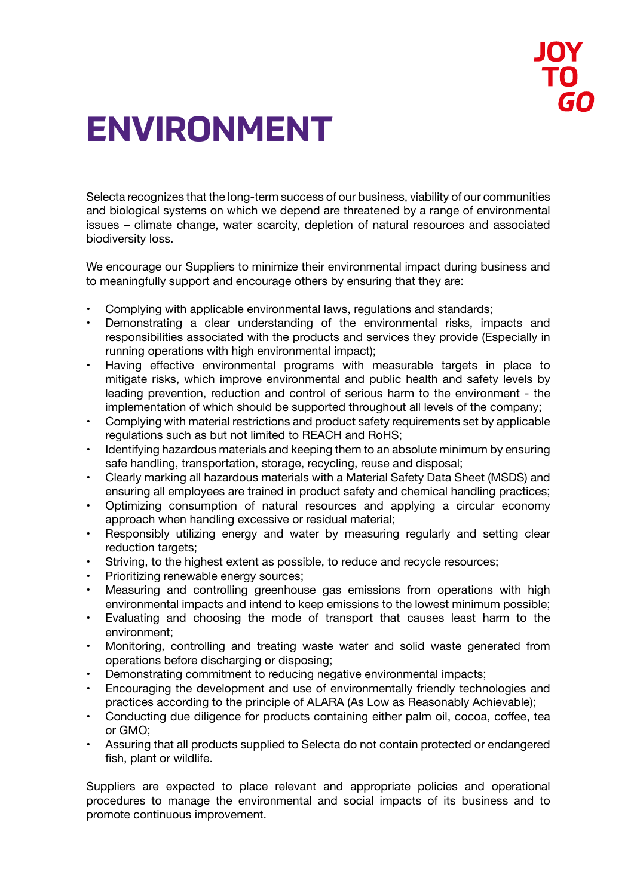# ENVIRONMENT

Selecta recognizes that the long-term success of our business, viability of our communities and biological systems on which we depend are threatened by a range of environmental issues – climate change, water scarcity, depletion of natural resources and associated biodiversity loss.

We encourage our Suppliers to minimize their environmental impact during business and to meaningfully support and encourage others by ensuring that they are:

- Complying with applicable environmental laws, regulations and standards;
- Demonstrating a clear understanding of the environmental risks, impacts and responsibilities associated with the products and services they provide (Especially in running operations with high environmental impact);
- Having effective environmental programs with measurable targets in place to mitigate risks, which improve environmental and public health and safety levels by leading prevention, reduction and control of serious harm to the environment - the implementation of which should be supported throughout all levels of the company;
- Complying with material restrictions and product safety requirements set by applicable regulations such as but not limited to REACH and RoHS;
- Identifying hazardous materials and keeping them to an absolute minimum by ensuring safe handling, transportation, storage, recycling, reuse and disposal;
- Clearly marking all hazardous materials with a Material Safety Data Sheet (MSDS) and ensuring all employees are trained in product safety and chemical handling practices;
- Optimizing consumption of natural resources and applying a circular economy approach when handling excessive or residual material;
- Responsibly utilizing energy and water by measuring regularly and setting clear reduction targets;
- Striving, to the highest extent as possible, to reduce and recycle resources;
- Prioritizing renewable energy sources;
- Measuring and controlling greenhouse gas emissions from operations with high environmental impacts and intend to keep emissions to the lowest minimum possible;
- Evaluating and choosing the mode of transport that causes least harm to the environment;
- Monitoring, controlling and treating waste water and solid waste generated from operations before discharging or disposing;
- Demonstrating commitment to reducing negative environmental impacts;
- Encouraging the development and use of environmentally friendly technologies and practices according to the principle of ALARA (As Low as Reasonably Achievable);
- Conducting due diligence for products containing either palm oil, cocoa, coffee, tea or GMO;
- Assuring that all products supplied to Selecta do not contain protected or endangered fish, plant or wildlife.

Suppliers are expected to place relevant and appropriate policies and operational procedures to manage the environmental and social impacts of its business and to promote continuous improvement.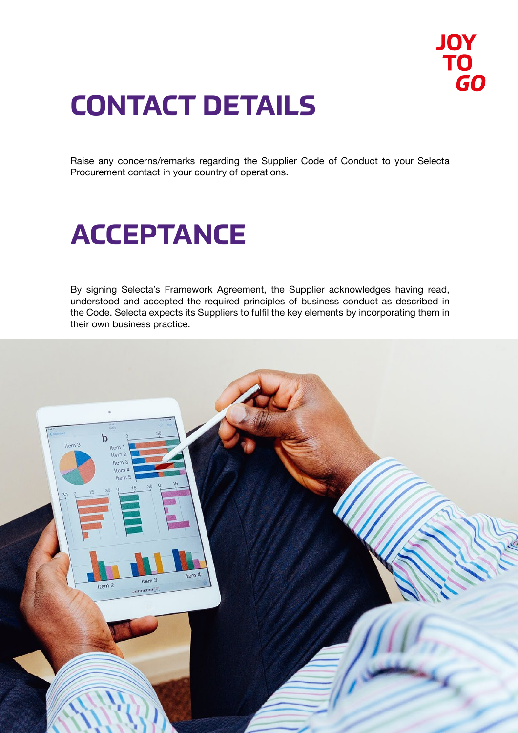# CONTACT DETAILS

Raise any concerns/remarks regarding the Supplier Code of Conduct to your Selecta Procurement contact in your country of operations.

# ACCEPTANCE

By signing Selecta's Framework Agreement, the Supplier acknowledges having read, understood and accepted the required principles of business conduct as described in the Code. Selecta expects its Suppliers to fulfil the key elements by incorporating them in their own business practice.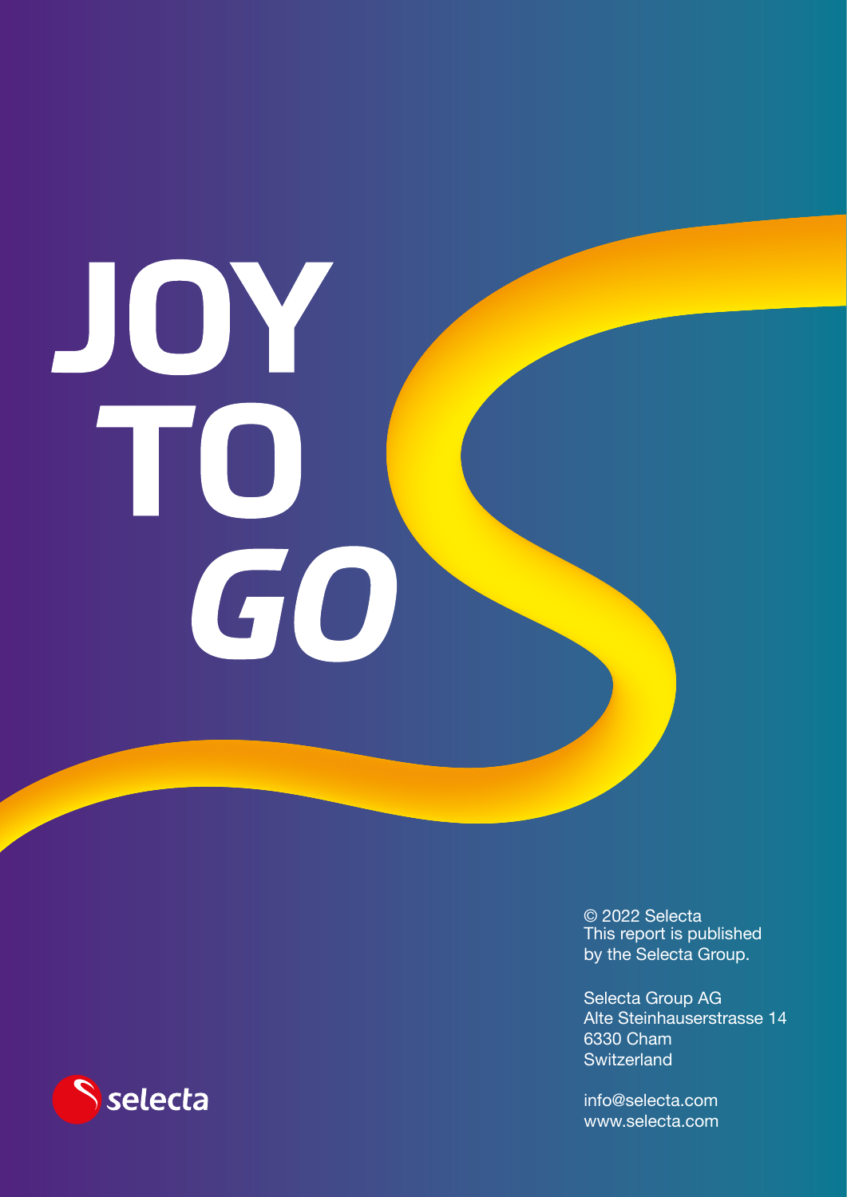# JOY TO GO

© 2022 Selecta
This report is published by the Selecta Group.

Selecta Group AG
Alte Steinhauserstrasse 14
6330 Cham
Switzerland

info@selecta.com
www.selecta.com

selecta